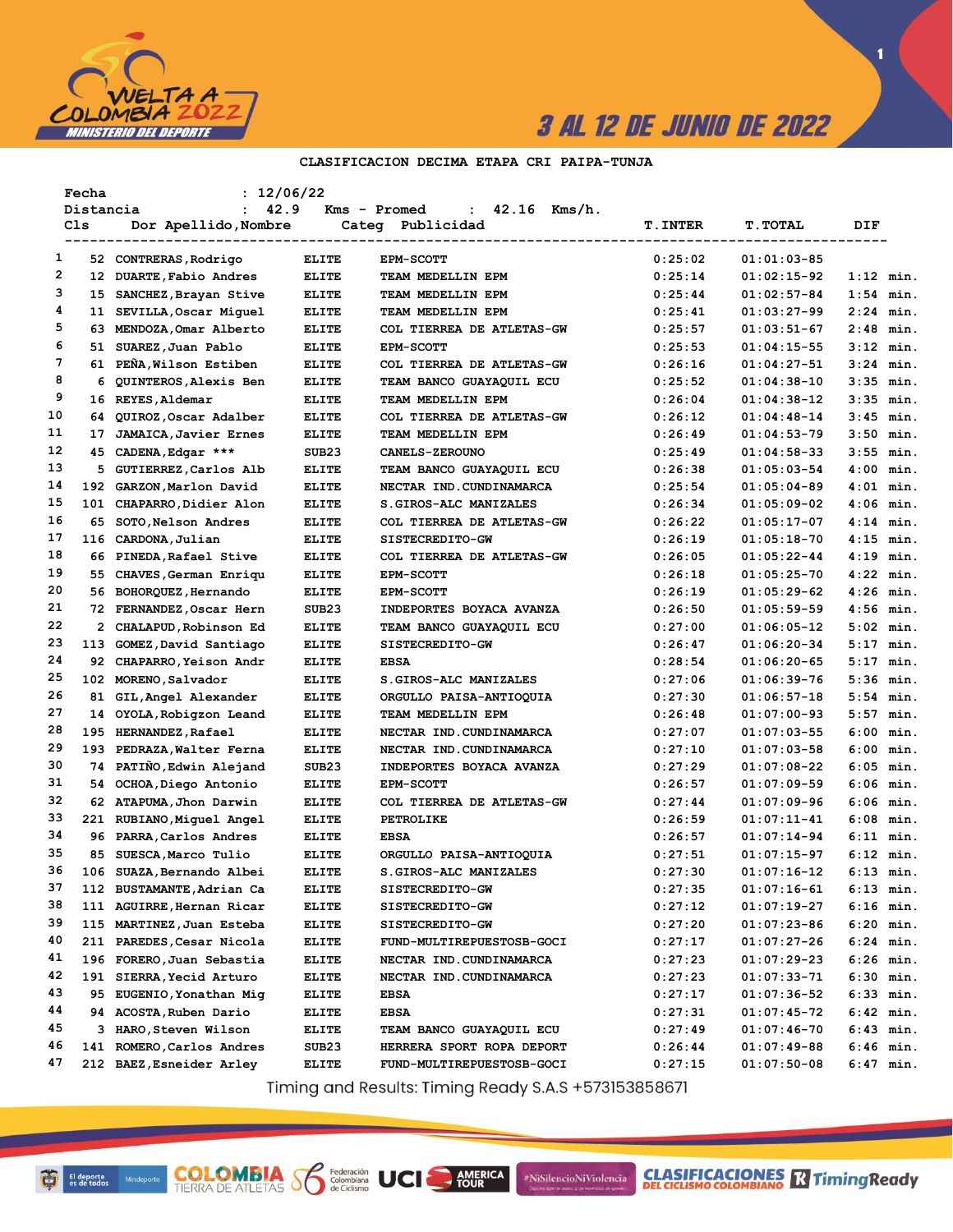3 AL 12 DE JUNIO DE 2022

## CLASIFICACION DECIMA ETAPA CRI PAIPA-TUNJA

Fecha : 12/06/22
Distancia : 42.9 Kms - Promed : 42.16 Kms/h.

| Cls | Dor | Apellido,Nombre | Categ | Publicidad | T.INTER | T.TOTAL | DIF |
|---|---|---|---|---|---|---|---|
| 1 | 52 | CONTRERAS,Rodrigo | ELITE | EPM-SCOTT | 0:25:02 | 01:01:03-85 | |
| 2 | 12 | DUARTE,Fabio Andres | ELITE | TEAM MEDELLIN EPM | 0:25:14 | 01:02:15-92 | 1:12 min. |
| 3 | 15 | SANCHEZ,Brayan Stive | ELITE | TEAM MEDELLIN EPM | 0:25:44 | 01:02:57-84 | 1:54 min. |
| 4 | 11 | SEVILLA,Oscar Miguel | ELITE | TEAM MEDELLIN EPM | 0:25:41 | 01:03:27-99 | 2:24 min. |
| 5 | 63 | MENDOZA,Omar Alberto | ELITE | COL TIERREA DE ATLETAS-GW | 0:25:57 | 01:03:51-67 | 2:48 min. |
| 6 | 51 | SUAREZ,Juan Pablo | ELITE | EPM-SCOTT | 0:25:53 | 01:04:15-55 | 3:12 min. |
| 7 | 61 | PEÑA,Wilson Estiben | ELITE | COL TIERREA DE ATLETAS-GW | 0:26:16 | 01:04:27-51 | 3:24 min. |
| 8 | 6 | QUINTEROS,Alexis Ben | ELITE | TEAM BANCO GUAYAQUIL ECU | 0:25:52 | 01:04:38-10 | 3:35 min. |
| 9 | 16 | REYES,Aldemar | ELITE | TEAM MEDELLIN EPM | 0:26:04 | 01:04:38-12 | 3:35 min. |
| 10 | 64 | QUIROZ,Oscar Adalber | ELITE | COL TIERREA DE ATLETAS-GW | 0:26:12 | 01:04:48-14 | 3:45 min. |
| 11 | 17 | JAMAICA,Javier Ernes | ELITE | TEAM MEDELLIN EPM | 0:26:49 | 01:04:53-79 | 3:50 min. |
| 12 | 45 | CADENA,Edgar *** | SUB23 | CANELS-ZEROUNO | 0:25:49 | 01:04:58-33 | 3:55 min. |
| 13 | 5 | GUTIERREZ,Carlos Alb | ELITE | TEAM BANCO GUAYAQUIL ECU | 0:26:38 | 01:05:03-54 | 4:00 min. |
| 14 | 192 | GARZON,Marlon David | ELITE | NECTAR IND.CUNDINAMARCA | 0:25:54 | 01:05:04-89 | 4:01 min. |
| 15 | 101 | CHAPARRO,Didier Alon | ELITE | S.GIROS-ALC MANIZALES | 0:26:34 | 01:05:09-02 | 4:06 min. |
| 16 | 65 | SOTO,Nelson Andres | ELITE | COL TIERREA DE ATLETAS-GW | 0:26:22 | 01:05:17-07 | 4:14 min. |
| 17 | 116 | CARDONA,Julian | ELITE | SISTECREDITO-GW | 0:26:19 | 01:05:18-70 | 4:15 min. |
| 18 | 66 | PINEDA,Rafael Stive | ELITE | COL TIERREA DE ATLETAS-GW | 0:26:05 | 01:05:22-44 | 4:19 min. |
| 19 | 55 | CHAVES,German Enriqu | ELITE | EPM-SCOTT | 0:26:18 | 01:05:25-70 | 4:22 min. |
| 20 | 56 | BOHORQUEZ,Hernando | ELITE | EPM-SCOTT | 0:26:19 | 01:05:29-62 | 4:26 min. |
| 21 | 72 | FERNANDEZ,Oscar Hern | SUB23 | INDEPORTES BOYACA AVANZA | 0:26:50 | 01:05:59-59 | 4:56 min. |
| 22 | 2 | CHALAPUD,Robinson Ed | ELITE | TEAM BANCO GUAYAQUIL ECU | 0:27:00 | 01:06:05-12 | 5:02 min. |
| 23 | 113 | GOMEZ,David Santiago | ELITE | SISTECREDITO-GW | 0:26:47 | 01:06:20-34 | 5:17 min. |
| 24 | 92 | CHAPARRO,Yeison Andr | ELITE | EBSA | 0:28:54 | 01:06:20-65 | 5:17 min. |
| 25 | 102 | MORENO,Salvador | ELITE | S.GIROS-ALC MANIZALES | 0:27:06 | 01:06:39-76 | 5:36 min. |
| 26 | 81 | GIL,Angel Alexander | ELITE | ORGULLO PAISA-ANTIOQUIA | 0:27:30 | 01:06:57-18 | 5:54 min. |
| 27 | 14 | OYOLA,Robigzon Leand | ELITE | TEAM MEDELLIN EPM | 0:26:48 | 01:07:00-93 | 5:57 min. |
| 28 | 195 | HERNANDEZ,Rafael | ELITE | NECTAR IND.CUNDINAMARCA | 0:27:07 | 01:07:03-55 | 6:00 min. |
| 29 | 193 | PEDRAZA,Walter Ferna | ELITE | NECTAR IND.CUNDINAMARCA | 0:27:10 | 01:07:03-58 | 6:00 min. |
| 30 | 74 | PATIÑO,Edwin Alejand | SUB23 | INDEPORTES BOYACA AVANZA | 0:27:29 | 01:07:08-22 | 6:05 min. |
| 31 | 54 | OCHOA,Diego Antonio | ELITE | EPM-SCOTT | 0:26:57 | 01:07:09-59 | 6:06 min. |
| 32 | 62 | ATAPUMA,Jhon Darwin | ELITE | COL TIERREA DE ATLETAS-GW | 0:27:44 | 01:07:09-96 | 6:06 min. |
| 33 | 221 | RUBIANO,Miguel Angel | ELITE | PETROLIKE | 0:26:59 | 01:07:11-41 | 6:08 min. |
| 34 | 96 | PARRA,Carlos Andres | ELITE | EBSA | 0:26:57 | 01:07:14-94 | 6:11 min. |
| 35 | 85 | SUESCA,Marco Tulio | ELITE | ORGULLO PAISA-ANTIOQUIA | 0:27:51 | 01:07:15-97 | 6:12 min. |
| 36 | 106 | SUAZA,Bernando Albei | ELITE | S.GIROS-ALC MANIZALES | 0:27:30 | 01:07:16-12 | 6:13 min. |
| 37 | 112 | BUSTAMANTE,Adrian Ca | ELITE | SISTECREDITO-GW | 0:27:35 | 01:07:16-61 | 6:13 min. |
| 38 | 111 | AGUIRRE,Hernan Ricar | ELITE | SISTECREDITO-GW | 0:27:12 | 01:07:19-27 | 6:16 min. |
| 39 | 115 | MARTINEZ,Juan Esteba | ELITE | SISTECREDITO-GW | 0:27:20 | 01:07:23-86 | 6:20 min. |
| 40 | 211 | PAREDES,Cesar Nicola | ELITE | FUND-MULTIREPUESTOSB-GOCI | 0:27:17 | 01:07:27-26 | 6:24 min. |
| 41 | 196 | FORERO,Juan Sebastia | ELITE | NECTAR IND.CUNDINAMARCA | 0:27:23 | 01:07:29-23 | 6:26 min. |
| 42 | 191 | SIERRA,Yecid Arturo | ELITE | NECTAR IND.CUNDINAMARCA | 0:27:23 | 01:07:33-71 | 6:30 min. |
| 43 | 95 | EUGENIO,Yonathan Mig | ELITE | EBSA | 0:27:17 | 01:07:36-52 | 6:33 min. |
| 44 | 94 | ACOSTA,Ruben Dario | ELITE | EBSA | 0:27:31 | 01:07:45-72 | 6:42 min. |
| 45 | 3 | HARO,Steven Wilson | ELITE | TEAM BANCO GUAYAQUIL ECU | 0:27:49 | 01:07:46-70 | 6:43 min. |
| 46 | 141 | ROMERO,Carlos Andres | SUB23 | HERRERA SPORT ROPA DEPORT | 0:26:44 | 01:07:49-88 | 6:46 min. |
| 47 | 212 | BAEZ,Esneider Arley | ELITE | FUND-MULTIREPUESTOSB-GOCI | 0:27:15 | 01:07:50-08 | 6:47 min. |

Timing and Results: Timing Ready S.A.S +573153858671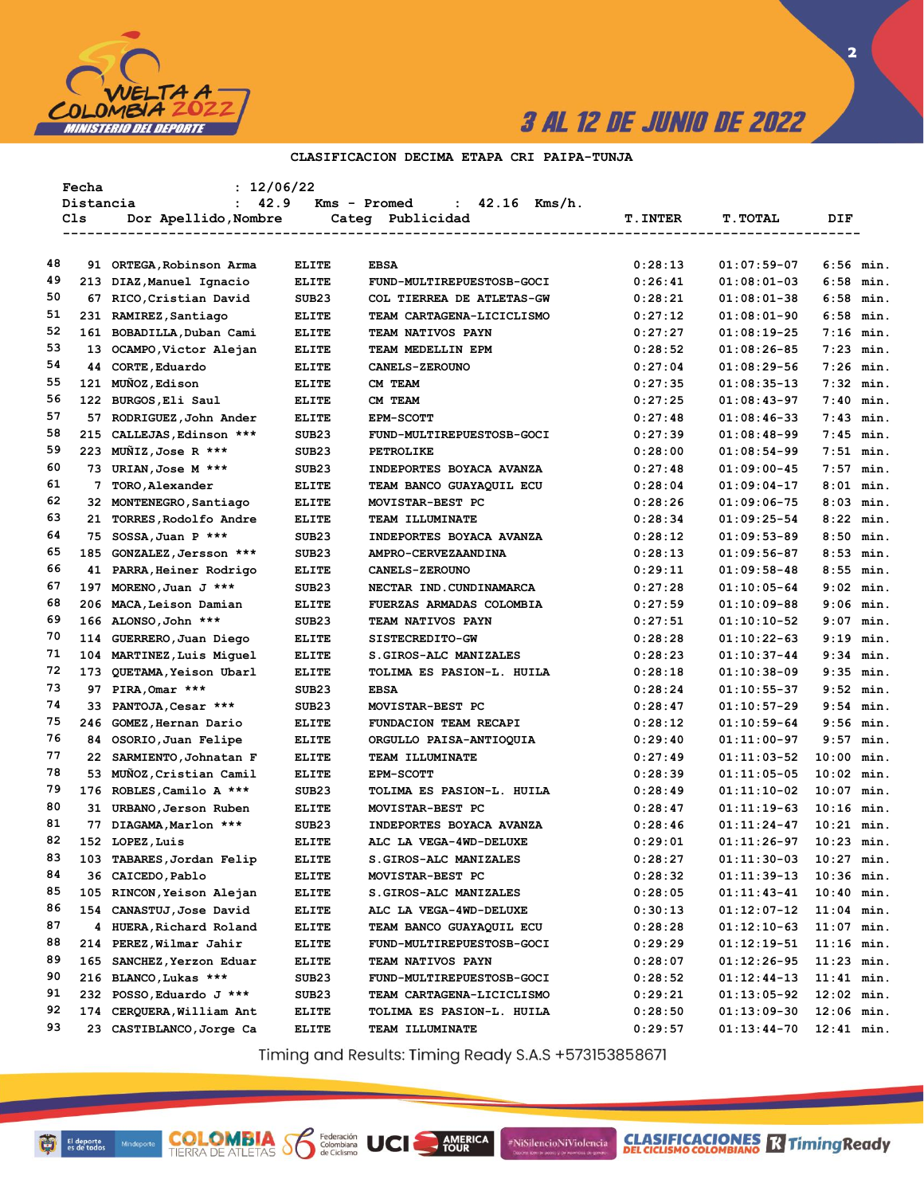CLASIFICACION DECIMA ETAPA CRI PAIPA-TUNJA

Fecha : 12/06/22
Distancia : 42.9 Kms - Promed : 42.16 Kms/h.

| Cls | Dor | Apellido,Nombre | Categ | Publicidad | T.INTER | T.TOTAL | DIF |
|---|---|---|---|---|---|---|---|
| 48 | 91 | ORTEGA,Robinson Arma | ELITE | EBSA | 0:28:13 | 01:07:59-07 | 6:56 min. |
| 49 | 213 | DIAZ,Manuel Ignacio | ELITE | FUND-MULTIREPUESTOSB-GOCI | 0:26:41 | 01:08:01-03 | 6:58 min. |
| 50 | 67 | RICO,Cristian David | SUB23 | COL TIERREA DE ATLETAS-GW | 0:28:21 | 01:08:01-38 | 6:58 min. |
| 51 | 231 | RAMIREZ,Santiago | ELITE | TEAM CARTAGENA-LICICLISMO | 0:27:12 | 01:08:01-90 | 6:58 min. |
| 52 | 161 | BOBADILLA,Duban Cami | ELITE | TEAM NATIVOS PAYN | 0:27:27 | 01:08:19-25 | 7:16 min. |
| 53 | 13 | OCAMPO,Victor Alejan | ELITE | TEAM MEDELLIN EPM | 0:28:52 | 01:08:26-85 | 7:23 min. |
| 54 | 44 | CORTE,Eduardo | ELITE | CANELS-ZEROUNO | 0:27:04 | 01:08:29-56 | 7:26 min. |
| 55 | 121 | MUÑOZ,Edison | ELITE | CM TEAM | 0:27:35 | 01:08:35-13 | 7:32 min. |
| 56 | 122 | BURGOS,Eli Saul | ELITE | CM TEAM | 0:27:25 | 01:08:43-97 | 7:40 min. |
| 57 | 57 | RODRIGUEZ,John Ander | ELITE | EPM-SCOTT | 0:27:48 | 01:08:46-33 | 7:43 min. |
| 58 | 215 | CALLEJAS,Edinson *** | SUB23 | FUND-MULTIREPUESTOSB-GOCI | 0:27:39 | 01:08:48-99 | 7:45 min. |
| 59 | 223 | MUÑIZ,Jose R *** | SUB23 | PETROLIKE | 0:28:00 | 01:08:54-99 | 7:51 min. |
| 60 | 73 | URIAN,Jose M *** | SUB23 | INDEPORTES BOYACA AVANZA | 0:27:48 | 01:09:00-45 | 7:57 min. |
| 61 | 7 | TORO,Alexander | ELITE | TEAM BANCO GUAYAQUIL ECU | 0:28:04 | 01:09:04-17 | 8:01 min. |
| 62 | 32 | MONTENEGRO,Santiago | ELITE | MOVISTAR-BEST PC | 0:28:26 | 01:09:06-75 | 8:03 min. |
| 63 | 21 | TORRES,Rodolfo Andre | ELITE | TEAM ILLUMINATE | 0:28:34 | 01:09:25-54 | 8:22 min. |
| 64 | 75 | SOSSA,Juan P *** | SUB23 | INDEPORTES BOYACA AVANZA | 0:28:12 | 01:09:53-89 | 8:50 min. |
| 65 | 185 | GONZALEZ,Jersson *** | SUB23 | AMPRO-CERVEZAANDINA | 0:28:13 | 01:09:56-87 | 8:53 min. |
| 66 | 41 | PARRA,Heiner Rodrigo | ELITE | CANELS-ZEROUNO | 0:29:11 | 01:09:58-48 | 8:55 min. |
| 67 | 197 | MORENO,Juan J *** | SUB23 | NECTAR IND.CUNDINAMARCA | 0:27:28 | 01:10:05-64 | 9:02 min. |
| 68 | 206 | MACA,Leison Damian | ELITE | FUERZAS ARMADAS COLOMBIA | 0:27:59 | 01:10:09-88 | 9:06 min. |
| 69 | 166 | ALONSO,John *** | SUB23 | TEAM NATIVOS PAYN | 0:27:51 | 01:10:10-52 | 9:07 min. |
| 70 | 114 | GUERRERO,Juan Diego | ELITE | SISTECREDITO-GW | 0:28:28 | 01:10:22-63 | 9:19 min. |
| 71 | 104 | MARTINEZ,Luis Miguel | ELITE | S.GIROS-ALC MANIZALES | 0:28:23 | 01:10:37-44 | 9:34 min. |
| 72 | 173 | QUETAMA,Yeison Ubarl | ELITE | TOLIMA ES PASION-L. HUILA | 0:28:18 | 01:10:38-09 | 9:35 min. |
| 73 | 97 | PIRA,Omar *** | SUB23 | EBSA | 0:28:24 | 01:10:55-37 | 9:52 min. |
| 74 | 33 | PANTOJA,Cesar *** | SUB23 | MOVISTAR-BEST PC | 0:28:47 | 01:10:57-29 | 9:54 min. |
| 75 | 246 | GOMEZ,Hernan Dario | ELITE | FUNDACION TEAM RECAPI | 0:28:12 | 01:10:59-64 | 9:56 min. |
| 76 | 84 | OSORIO,Juan Felipe | ELITE | ORGULLO PAISA-ANTIOQUIA | 0:29:40 | 01:11:00-97 | 9:57 min. |
| 77 | 22 | SARMIENTO,Johnatan F | ELITE | TEAM ILLUMINATE | 0:27:49 | 01:11:03-52 | 10:00 min. |
| 78 | 53 | MUÑOZ,Cristian Camil | ELITE | EPM-SCOTT | 0:28:39 | 01:11:05-05 | 10:02 min. |
| 79 | 176 | ROBLES,Camilo A *** | SUB23 | TOLIMA ES PASION-L. HUILA | 0:28:49 | 01:11:10-02 | 10:07 min. |
| 80 | 31 | URBANO,Jerson Ruben | ELITE | MOVISTAR-BEST PC | 0:28:47 | 01:11:19-63 | 10:16 min. |
| 81 | 77 | DIAGAMA,Marlon *** | SUB23 | INDEPORTES BOYACA AVANZA | 0:28:46 | 01:11:24-47 | 10:21 min. |
| 82 | 152 | LOPEZ,Luis | ELITE | ALC LA VEGA-4WD-DELUXE | 0:29:01 | 01:11:26-97 | 10:23 min. |
| 83 | 103 | TABARES,Jordan Felip | ELITE | S.GIROS-ALC MANIZALES | 0:28:27 | 01:11:30-03 | 10:27 min. |
| 84 | 36 | CAICEDO,Pablo | ELITE | MOVISTAR-BEST PC | 0:28:32 | 01:11:39-13 | 10:36 min. |
| 85 | 105 | RINCON,Yeison Alejan | ELITE | S.GIROS-ALC MANIZALES | 0:28:05 | 01:11:43-41 | 10:40 min. |
| 86 | 154 | CANASTUJ,Jose David | ELITE | ALC LA VEGA-4WD-DELUXE | 0:30:13 | 01:12:07-12 | 11:04 min. |
| 87 | 4 | HUERA,Richard Roland | ELITE | TEAM BANCO GUAYAQUIL ECU | 0:28:28 | 01:12:10-63 | 11:07 min. |
| 88 | 214 | PEREZ,Wilmar Jahir | ELITE | FUND-MULTIREPUESTOSB-GOCI | 0:29:29 | 01:12:19-51 | 11:16 min. |
| 89 | 165 | SANCHEZ,Yerzon Eduar | ELITE | TEAM NATIVOS PAYN | 0:28:07 | 01:12:26-95 | 11:23 min. |
| 90 | 216 | BLANCO,Lukas *** | SUB23 | FUND-MULTIREPUESTOSB-GOCI | 0:28:52 | 01:12:44-13 | 11:41 min. |
| 91 | 232 | POSSO,Eduardo J *** | SUB23 | TEAM CARTAGENA-LICICLISMO | 0:29:21 | 01:13:05-92 | 12:02 min. |
| 92 | 174 | CERQUERA,William Ant | ELITE | TOLIMA ES PASION-L. HUILA | 0:28:50 | 01:13:09-30 | 12:06 min. |
| 93 | 23 | CASTIBLANCO,Jorge Ca | ELITE | TEAM ILLUMINATE | 0:29:57 | 01:13:44-70 | 12:41 min. |

Timing and Results: Timing Ready S.A.S +573153858671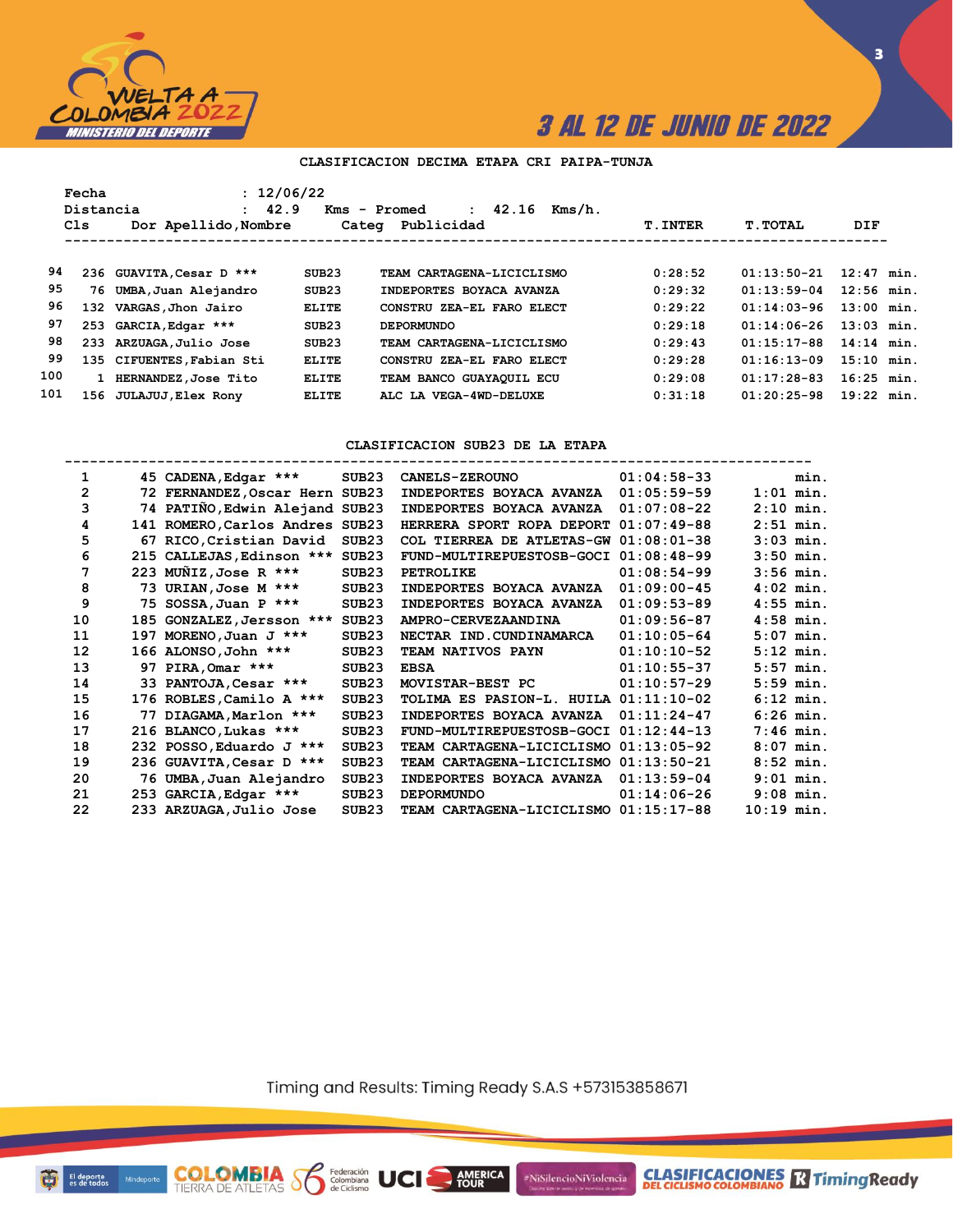## CLASIFICACION DECIMA ETAPA CRI PAIPA-TUNJA

Fecha : 12/06/22
Distancia : 42.9 Kms - Promed : 42.16 Kms/h.

| Cls | Dor | Apellido,Nombre | Categ | Publicidad | T.INTER | T.TOTAL | DIF |
|---|---|---|---|---|---|---|---|
| 94 | 236 | GUAVITA,Cesar D *** | SUB23 | TEAM CARTAGENA-LICICLISMO | 0:28:52 | 01:13:50-21 | 12:47 min. |
| 95 | 76 | UMBA,Juan Alejandro | SUB23 | INDEPORTES BOYACA AVANZA | 0:29:32 | 01:13:59-04 | 12:56 min. |
| 96 | 132 | VARGAS,Jhon Jairo | ELITE | CONSTRU ZEA-EL FARO ELECT | 0:29:22 | 01:14:03-96 | 13:00 min. |
| 97 | 253 | GARCIA,Edgar *** | SUB23 | DEPORMUNDO | 0:29:18 | 01:14:06-26 | 13:03 min. |
| 98 | 233 | ARZUAGA,Julio Jose | SUB23 | TEAM CARTAGENA-LICICLISMO | 0:29:43 | 01:15:17-88 | 14:14 min. |
| 99 | 135 | CIFUENTES,Fabian Sti | ELITE | CONSTRU ZEA-EL FARO ELECT | 0:29:28 | 01:16:13-09 | 15:10 min. |
| 100 | 1 | HERNANDEZ,Jose Tito | ELITE | TEAM BANCO GUAYAQUIL ECU | 0:29:08 | 01:17:28-83 | 16:25 min. |
| 101 | 156 | JULAJUJ,Elex Rony | ELITE | ALC LA VEGA-4WD-DELUXE | 0:31:18 | 01:20:25-98 | 19:22 min. |

## CLASIFICACION SUB23 DE LA ETAPA

| Cls | Dor | Apellido,Nombre | Categ | Publicidad | T.TOTAL | DIF |
|---|---|---|---|---|---|---|
| 1 | 45 | CADENA,Edgar *** | SUB23 | CANELS-ZEROUNO | 01:04:58-33 | min. |
| 2 | 72 | FERNANDEZ,Oscar Hern | SUB23 | INDEPORTES BOYACA AVANZA | 01:05:59-59 | 1:01 min. |
| 3 | 74 | PATIÑO,Edwin Alejand | SUB23 | INDEPORTES BOYACA AVANZA | 01:07:08-22 | 2:10 min. |
| 4 | 141 | ROMERO,Carlos Andres | SUB23 | HERRERA SPORT ROPA DEPORT | 01:07:49-88 | 2:51 min. |
| 5 | 67 | RICO,Cristian David | SUB23 | COL TIERREA DE ATLETAS-GW | 01:08:01-38 | 3:03 min. |
| 6 | 215 | CALLEJAS,Edinson *** | SUB23 | FUND-MULTIREPUESTOSB-GOCI | 01:08:48-99 | 3:50 min. |
| 7 | 223 | MUÑIZ,Jose R *** | SUB23 | PETROLIKE | 01:08:54-99 | 3:56 min. |
| 8 | 73 | URIAN,Jose M *** | SUB23 | INDEPORTES BOYACA AVANZA | 01:09:00-45 | 4:02 min. |
| 9 | 75 | SOSSA,Juan P *** | SUB23 | INDEPORTES BOYACA AVANZA | 01:09:53-89 | 4:55 min. |
| 10 | 185 | GONZALEZ,Jersson *** | SUB23 | AMPRO-CERVEZAANDINA | 01:09:56-87 | 4:58 min. |
| 11 | 197 | MORENO,Juan J *** | SUB23 | NECTAR IND.CUNDINAMARCA | 01:10:05-64 | 5:07 min. |
| 12 | 166 | ALONSO,John *** | SUB23 | TEAM NATIVOS PAYN | 01:10:10-52 | 5:12 min. |
| 13 | 97 | PIRA,Omar *** | SUB23 | EBSA | 01:10:55-37 | 5:57 min. |
| 14 | 33 | PANTOJA,Cesar *** | SUB23 | MOVISTAR-BEST PC | 01:10:57-29 | 5:59 min. |
| 15 | 176 | ROBLES,Camilo A *** | SUB23 | TOLIMA ES PASION-L. HUILA | 01:11:10-02 | 6:12 min. |
| 16 | 77 | DIAGAMA,Marlon *** | SUB23 | INDEPORTES BOYACA AVANZA | 01:11:24-47 | 6:26 min. |
| 17 | 216 | BLANCO,Lukas *** | SUB23 | FUND-MULTIREPUESTOSB-GOCI | 01:12:44-13 | 7:46 min. |
| 18 | 232 | POSSO,Eduardo J *** | SUB23 | TEAM CARTAGENA-LICICLISMO | 01:13:05-92 | 8:07 min. |
| 19 | 236 | GUAVITA,Cesar D *** | SUB23 | TEAM CARTAGENA-LICICLISMO | 01:13:50-21 | 8:52 min. |
| 20 | 76 | UMBA,Juan Alejandro | SUB23 | INDEPORTES BOYACA AVANZA | 01:13:59-04 | 9:01 min. |
| 21 | 253 | GARCIA,Edgar *** | SUB23 | DEPORMUNDO | 01:14:06-26 | 9:08 min. |
| 22 | 233 | ARZUAGA,Julio Jose | SUB23 | TEAM CARTAGENA-LICICLISMO | 01:15:17-88 | 10:19 min. |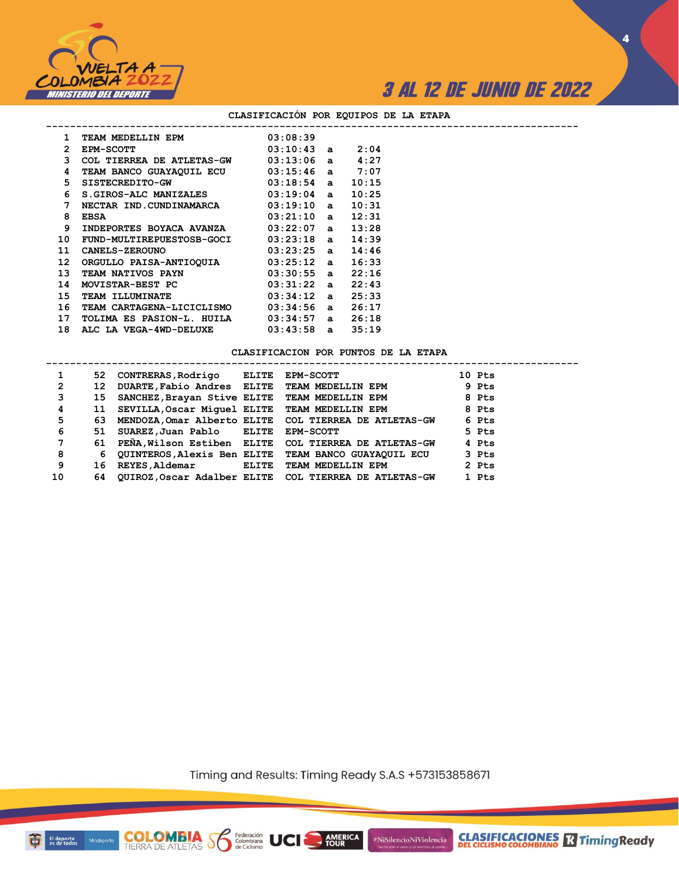## CLASIFICACIÓN POR EQUIPOS DE LA ETAPA

| Pos | Equipo | Tiempo | | Diferencia |
|---|---|---|---|---|
| 1 | TEAM MEDELLIN EPM | 03:08:39 | | |
| 2 | EPM-SCOTT | 03:10:43 | a | 2:04 |
| 3 | COL TIERREA DE ATLETAS-GW | 03:13:06 | a | 4:27 |
| 4 | TEAM BANCO GUAYAQUIL ECU | 03:15:46 | a | 7:07 |
| 5 | SISTECREDITO-GW | 03:18:54 | a | 10:15 |
| 6 | S.GIROS-ALC MANIZALES | 03:19:04 | a | 10:25 |
| 7 | NECTAR IND.CUNDINAMARCA | 03:19:10 | a | 10:31 |
| 8 | EBSA | 03:21:10 | a | 12:31 |
| 9 | INDEPORTES BOYACA AVANZA | 03:22:07 | a | 13:28 |
| 10 | FUND-MULTIREPUESTOSB-GOCI | 03:23:18 | a | 14:39 |
| 11 | CANELS-ZEROUNO | 03:23:25 | a | 14:46 |
| 12 | ORGULLO PAISA-ANTIOQUIA | 03:25:12 | a | 16:33 |
| 13 | TEAM NATIVOS PAYN | 03:30:55 | a | 22:16 |
| 14 | MOVISTAR-BEST PC | 03:31:22 | a | 22:43 |
| 15 | TEAM ILLUMINATE | 03:34:12 | a | 25:33 |
| 16 | TEAM CARTAGENA-LICICLISMO | 03:34:56 | a | 26:17 |
| 17 | TOLIMA ES PASION-L. HUILA | 03:34:57 | a | 26:18 |
| 18 | ALC LA VEGA-4WD-DELUXE | 03:43:58 | a | 35:19 |

## CLASIFICACION POR PUNTOS DE LA ETAPA

| Pos | Dorsal | Corredor | Categoría | Equipo | Puntos |
|---|---|---|---|---|---|
| 1 | 52 | CONTRERAS,Rodrigo | ELITE | EPM-SCOTT | 10 Pts |
| 2 | 12 | DUARTE,Fabio Andres | ELITE | TEAM MEDELLIN EPM | 9 Pts |
| 3 | 15 | SANCHEZ,Brayan Stive | ELITE | TEAM MEDELLIN EPM | 8 Pts |
| 4 | 11 | SEVILLA,Oscar Miguel | ELITE | TEAM MEDELLIN EPM | 8 Pts |
| 5 | 63 | MENDOZA,Omar Alberto | ELITE | COL TIERREA DE ATLETAS-GW | 6 Pts |
| 6 | 51 | SUAREZ,Juan Pablo | ELITE | EPM-SCOTT | 5 Pts |
| 7 | 61 | PEÑA,Wilson Estiben | ELITE | COL TIERREA DE ATLETAS-GW | 4 Pts |
| 8 | 6 | QUINTEROS,Alexis Ben | ELITE | TEAM BANCO GUAYAQUIL ECU | 3 Pts |
| 9 | 16 | REYES,Aldemar | ELITE | TEAM MEDELLIN EPM | 2 Pts |
| 10 | 64 | QUIROZ,Oscar Adalber | ELITE | COL TIERREA DE ATLETAS-GW | 1 Pts |

Timing and Results: Timing Ready S.A.S +573153858671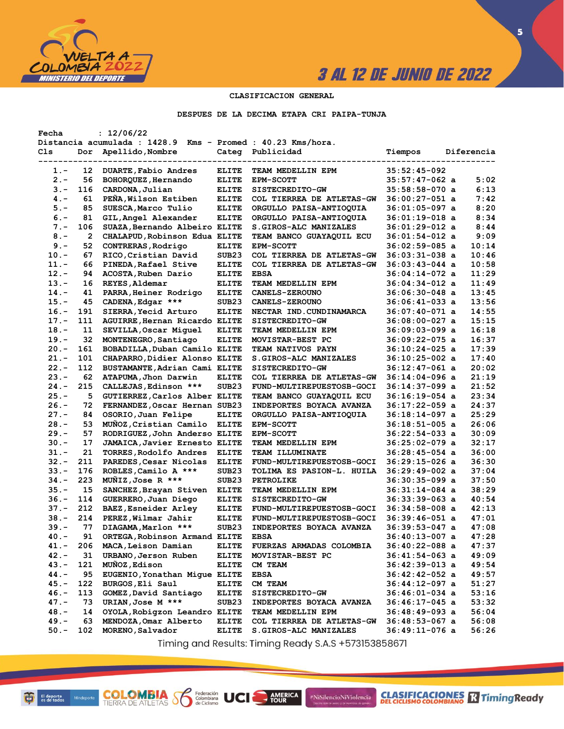3 AL 12 DE JUNIO DE 2022

## CLASIFICACION GENERAL

### DESPUES DE LA DECIMA ETAPA CRI PAIPA-TUNJA

Fecha : 12/06/22
Distancia acumulada : 1428.9 Kms - Promed : 40.23 Kms/hora.

| Cls | Dor | Apellido,Nombre | Categ | Publicidad | Tiempos | | Diferencia |
|---|---|---|---|---|---|---|---|
| 1.- | 12 | DUARTE,Fabio Andres | ELITE | TEAM MEDELLIN EPM | 35:52:45-092 | | |
| 2.- | 56 | BOHORQUEZ,Hernando | ELITE | EPM-SCOTT | 35:57:47-062 | a | 5:02 |
| 3.- | 116 | CARDONA,Julian | ELITE | SISTECREDITO-GW | 35:58:58-070 | a | 6:13 |
| 4.- | 61 | PEÑA,Wilson Estiben | ELITE | COL TIERREA DE ATLETAS-GW | 36:00:27-051 | a | 7:42 |
| 5.- | 85 | SUESCA,Marco Tulio | ELITE | ORGULLO PAISA-ANTIOQUIA | 36:01:05-097 | a | 8:20 |
| 6.- | 81 | GIL,Angel Alexander | ELITE | ORGULLO PAISA-ANTIOQUIA | 36:01:19-018 | a | 8:34 |
| 7.- | 106 | SUAZA,Bernando Albeiro | ELITE | S.GIROS-ALC MANIZALES | 36:01:29-012 | a | 8:44 |
| 8.- | 2 | CHALAPUD,Robinson Edua | ELITE | TEAM BANCO GUAYAQUIL ECU | 36:01:54-012 | a | 9:09 |
| 9.- | 52 | CONTRERAS,Rodrigo | ELITE | EPM-SCOTT | 36:02:59-085 | a | 10:14 |
| 10.- | 67 | RICO,Cristian David | SUB23 | COL TIERREA DE ATLETAS-GW | 36:03:31-038 | a | 10:46 |
| 11.- | 66 | PINEDA,Rafael Stive | ELITE | COL TIERREA DE ATLETAS-GW | 36:03:43-044 | a | 10:58 |
| 12.- | 94 | ACOSTA,Ruben Dario | ELITE | EBSA | 36:04:14-072 | a | 11:29 |
| 13.- | 16 | REYES,Aldemar | ELITE | TEAM MEDELLIN EPM | 36:04:34-012 | a | 11:49 |
| 14.- | 41 | PARRA,Heiner Rodrigo | ELITE | CANELS-ZEROUNO | 36:06:30-048 | a | 13:45 |
| 15.- | 45 | CADENA,Edgar *** | SUB23 | CANELS-ZEROUNO | 36:06:41-033 | a | 13:56 |
| 16.- | 191 | SIERRA,Yecid Arturo | ELITE | NECTAR IND.CUNDINAMARCA | 36:07:40-071 | a | 14:55 |
| 17.- | 111 | AGUIRRE,Hernan Ricardo | ELITE | SISTECREDITO-GW | 36:08:00-027 | a | 15:15 |
| 18.- | 11 | SEVILLA,Oscar Miguel | ELITE | TEAM MEDELLIN EPM | 36:09:03-099 | a | 16:18 |
| 19.- | 32 | MONTENEGRO,Santiago | ELITE | MOVISTAR-BEST PC | 36:09:22-075 | a | 16:37 |
| 20.- | 161 | BOBADILLA,Duban Camilo | ELITE | TEAM NATIVOS PAYN | 36:10:24-025 | a | 17:39 |
| 21.- | 101 | CHAPARRO,Didier Alonso | ELITE | S.GIROS-ALC MANIZALES | 36:10:25-002 | a | 17:40 |
| 22.- | 112 | BUSTAMANTE,Adrian Cami | ELITE | SISTECREDITO-GW | 36:12:47-061 | a | 20:02 |
| 23.- | 62 | ATAPUMA,Jhon Darwin | ELITE | COL TIERREA DE ATLETAS-GW | 36:14:04-096 | a | 21:19 |
| 24.- | 215 | CALLEJAS,Edinson *** | SUB23 | FUND-MULTIREPUESTOSB-GOCI | 36:14:37-099 | a | 21:52 |
| 25.- | 5 | GUTIERREZ,Carlos Alber | ELITE | TEAM BANCO GUAYAQUIL ECU | 36:16:19-054 | a | 23:34 |
| 26.- | 72 | FERNANDEZ,Oscar Hernan | SUB23 | INDEPORTES BOYACA AVANZA | 36:17:22-059 | a | 24:37 |
| 27.- | 84 | OSORIO,Juan Felipe | ELITE | ORGULLO PAISA-ANTIOQUIA | 36:18:14-097 | a | 25:29 |
| 28.- | 53 | MUÑOZ,Cristian Camilo | ELITE | EPM-SCOTT | 36:18:51-005 | a | 26:06 |
| 29.- | 57 | RODRIGUEZ,John Anderso | ELITE | EPM-SCOTT | 36:22:54-033 | a | 30:09 |
| 30.- | 17 | JAMAICA,Javier Ernesto | ELITE | TEAM MEDELLIN EPM | 36:25:02-079 | a | 32:17 |
| 31.- | 21 | TORRES,Rodolfo Andres | ELITE | TEAM ILLUMINATE | 36:28:45-054 | a | 36:00 |
| 32.- | 211 | PAREDES,Cesar Nicolas | ELITE | FUND-MULTIREPUESTOSB-GOCI | 36:29:15-026 | a | 36:30 |
| 33.- | 176 | ROBLES,Camilo A *** | SUB23 | TOLIMA ES PASION-L. HUILA | 36:29:49-002 | a | 37:04 |
| 34.- | 223 | MUÑIZ,Jose R *** | SUB23 | PETROLIKE | 36:30:35-099 | a | 37:50 |
| 35.- | 15 | SANCHEZ,Brayan Stiven | ELITE | TEAM MEDELLIN EPM | 36:31:14-084 | a | 38:29 |
| 36.- | 114 | GUERRERO,Juan Diego | ELITE | SISTECREDITO-GW | 36:33:39-063 | a | 40:54 |
| 37.- | 212 | BAEZ,Esneider Arley | ELITE | FUND-MULTIREPUESTOSB-GOCI | 36:34:58-008 | a | 42:13 |
| 38.- | 214 | PEREZ,Wilmar Jahir | ELITE | FUND-MULTIREPUESTOSB-GOCI | 36:39:46-051 | a | 47:01 |
| 39.- | 77 | DIAGAMA,Marlon *** | SUB23 | INDEPORTES BOYACA AVANZA | 36:39:53-047 | a | 47:08 |
| 40.- | 91 | ORTEGA,Robinson Armand | ELITE | EBSA | 36:40:13-007 | a | 47:28 |
| 41.- | 206 | MACA,Leison Damian | ELITE | FUERZAS ARMADAS COLOMBIA | 36:40:22-088 | a | 47:37 |
| 42.- | 31 | URBANO,Jerson Ruben | ELITE | MOVISTAR-BEST PC | 36:41:54-063 | a | 49:09 |
| 43.- | 121 | MUÑOZ,Edison | ELITE | CM TEAM | 36:42:39-013 | a | 49:54 |
| 44.- | 95 | EUGENIO,Yonathan Migue | ELITE | EBSA | 36:42:42-052 | a | 49:57 |
| 45.- | 122 | BURGOS,Eli Saul | ELITE | CM TEAM | 36:44:12-097 | a | 51:27 |
| 46.- | 113 | GOMEZ,David Santiago | ELITE | SISTECREDITO-GW | 36:46:01-034 | a | 53:16 |
| 47.- | 73 | URIAN,Jose M *** | SUB23 | INDEPORTES BOYACA AVANZA | 36:46:17-045 | a | 53:32 |
| 48.- | 14 | OYOLA,Robigzon Leandro | ELITE | TEAM MEDELLIN EPM | 36:48:49-093 | a | 56:04 |
| 49.- | 63 | MENDOZA,Omar Alberto | ELITE | COL TIERREA DE ATLETAS-GW | 36:48:53-067 | a | 56:08 |
| 50.- | 102 | MORENO,Salvador | ELITE | S.GIROS-ALC MANIZALES | 36:49:11-076 | a | 56:26 |

Timing and Results: Timing Ready S.A.S +573153858671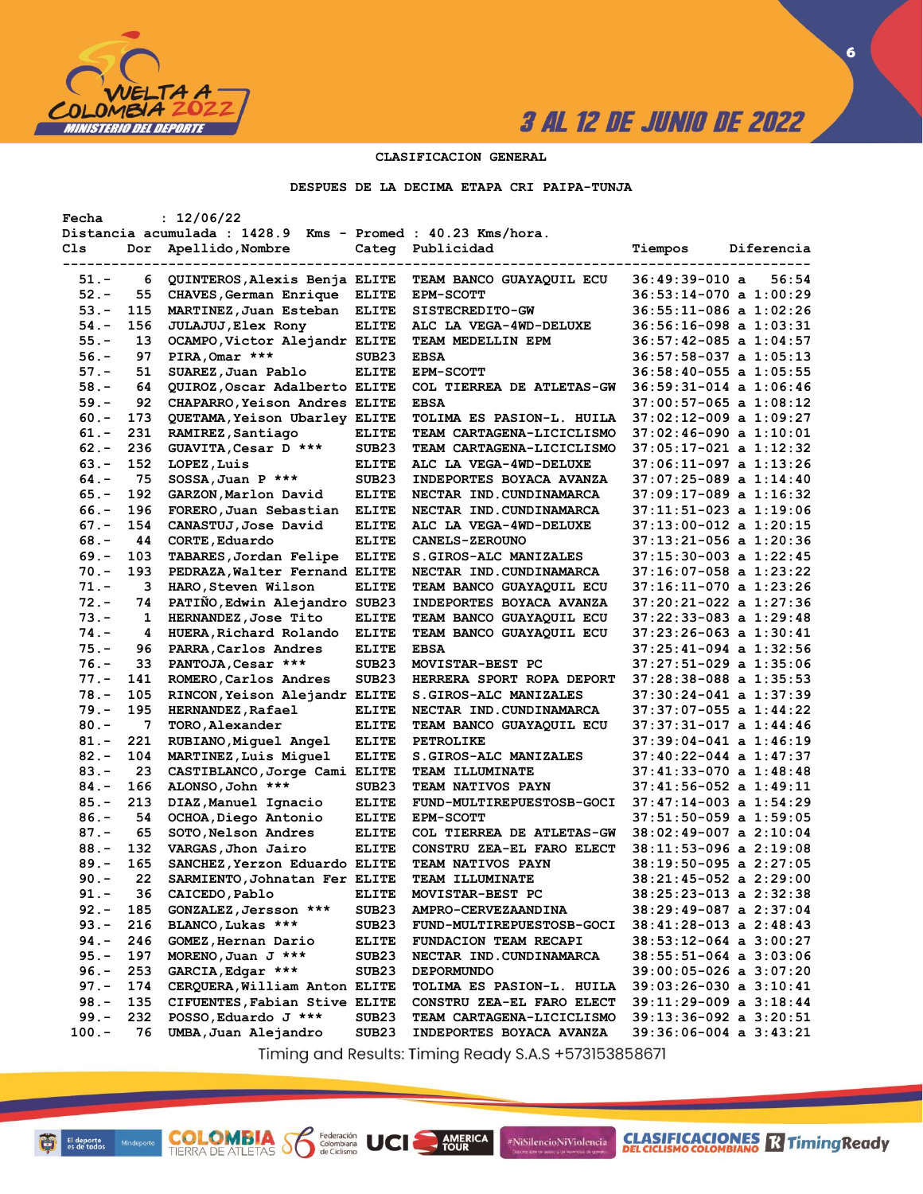3 AL 12 DE JUNIO DE 2022

## CLASIFICACION GENERAL

### DESPUES DE LA DECIMA ETAPA CRI PAIPA-TUNJA

Fecha : 12/06/22
Distancia acumulada : 1428.9 Kms - Promed : 40.23 Kms/hora.

| Cls | Dor | Apellido,Nombre | Categ | Publicidad | Tiempos | Diferencia |
|---|---|---|---|---|---|---|
| 51.- | 6 | QUINTEROS,Alexis Benja | ELITE | TEAM BANCO GUAYAQUIL ECU | 36:49:39-010 | a 56:54 |
| 52.- | 55 | CHAVES,German Enrique | ELITE | EPM-SCOTT | 36:53:14-070 | a 1:00:29 |
| 53.- | 115 | MARTINEZ,Juan Esteban | ELITE | SISTECREDITO-GW | 36:55:11-086 | a 1:02:26 |
| 54.- | 156 | JULAJUJ,Elex Rony | ELITE | ALC LA VEGA-4WD-DELUXE | 36:56:16-098 | a 1:03:31 |
| 55.- | 13 | OCAMPO,Victor Alejandr | ELITE | TEAM MEDELLIN EPM | 36:57:42-085 | a 1:04:57 |
| 56.- | 97 | PIRA,Omar *** | SUB23 | EBSA | 36:57:58-037 | a 1:05:13 |
| 57.- | 51 | SUAREZ,Juan Pablo | ELITE | EPM-SCOTT | 36:58:40-055 | a 1:05:55 |
| 58.- | 64 | QUIROZ,Oscar Adalberto | ELITE | COL TIERREA DE ATLETAS-GW | 36:59:31-014 | a 1:06:46 |
| 59.- | 92 | CHAPARRO,Yeison Andres | ELITE | EBSA | 37:00:57-065 | a 1:08:12 |
| 60.- | 173 | QUETAMA,Yeison Ubarley | ELITE | TOLIMA ES PASION-L. HUILA | 37:02:12-009 | a 1:09:27 |
| 61.- | 231 | RAMIREZ,Santiago | ELITE | TEAM CARTAGENA-LICICLISMO | 37:02:46-090 | a 1:10:01 |
| 62.- | 236 | GUAVITA,Cesar D *** | SUB23 | TEAM CARTAGENA-LICICLISMO | 37:05:17-021 | a 1:12:32 |
| 63.- | 152 | LOPEZ,Luis | ELITE | ALC LA VEGA-4WD-DELUXE | 37:06:11-097 | a 1:13:26 |
| 64.- | 75 | SOSSA,Juan P *** | SUB23 | INDEPORTES BOYACA AVANZA | 37:07:25-089 | a 1:14:40 |
| 65.- | 192 | GARZON,Marlon David | ELITE | NECTAR IND.CUNDINAMARCA | 37:09:17-089 | a 1:16:32 |
| 66.- | 196 | FORERO,Juan Sebastian | ELITE | NECTAR IND.CUNDINAMARCA | 37:11:51-023 | a 1:19:06 |
| 67.- | 154 | CANASTUJ,Jose David | ELITE | ALC LA VEGA-4WD-DELUXE | 37:13:00-012 | a 1:20:15 |
| 68.- | 44 | CORTE,Eduardo | ELITE | CANELS-ZEROUNO | 37:13:21-056 | a 1:20:36 |
| 69.- | 103 | TABARES,Jordan Felipe | ELITE | S.GIROS-ALC MANIZALES | 37:15:30-003 | a 1:22:45 |
| 70.- | 193 | PEDRAZA,Walter Fernand | ELITE | NECTAR IND.CUNDINAMARCA | 37:16:07-058 | a 1:23:22 |
| 71.- | 3 | HARO,Steven Wilson | ELITE | TEAM BANCO GUAYAQUIL ECU | 37:16:11-070 | a 1:23:26 |
| 72.- | 74 | PATIÑO,Edwin Alejandro | SUB23 | INDEPORTES BOYACA AVANZA | 37:20:21-022 | a 1:27:36 |
| 73.- | 1 | HERNANDEZ,Jose Tito | ELITE | TEAM BANCO GUAYAQUIL ECU | 37:22:33-083 | a 1:29:48 |
| 74.- | 4 | HUERA,Richard Rolando | ELITE | TEAM BANCO GUAYAQUIL ECU | 37:23:26-063 | a 1:30:41 |
| 75.- | 96 | PARRA,Carlos Andres | ELITE | EBSA | 37:25:41-094 | a 1:32:56 |
| 76.- | 33 | PANTOJA,Cesar *** | SUB23 | MOVISTAR-BEST PC | 37:27:51-029 | a 1:35:06 |
| 77.- | 141 | ROMERO,Carlos Andres | SUB23 | HERRERA SPORT ROPA DEPORT | 37:28:38-088 | a 1:35:53 |
| 78.- | 105 | RINCON,Yeison Alejandr | ELITE | S.GIROS-ALC MANIZALES | 37:30:24-041 | a 1:37:39 |
| 79.- | 195 | HERNANDEZ,Rafael | ELITE | NECTAR IND.CUNDINAMARCA | 37:37:07-055 | a 1:44:22 |
| 80.- | 7 | TORO,Alexander | ELITE | TEAM BANCO GUAYAQUIL ECU | 37:37:31-017 | a 1:44:46 |
| 81.- | 221 | RUBIANO,Miguel Angel | ELITE | PETROLIKE | 37:39:04-041 | a 1:46:19 |
| 82.- | 104 | MARTINEZ,Luis Miguel | ELITE | S.GIROS-ALC MANIZALES | 37:40:22-044 | a 1:47:37 |
| 83.- | 23 | CASTIBLANCO,Jorge Cami | ELITE | TEAM ILLUMINATE | 37:41:33-070 | a 1:48:48 |
| 84.- | 166 | ALONSO,John *** | SUB23 | TEAM NATIVOS PAYN | 37:41:56-052 | a 1:49:11 |
| 85.- | 213 | DIAZ,Manuel Ignacio | ELITE | FUND-MULTIREPUESTOSB-GOCI | 37:47:14-003 | a 1:54:29 |
| 86.- | 54 | OCHOA,Diego Antonio | ELITE | EPM-SCOTT | 37:51:50-059 | a 1:59:05 |
| 87.- | 65 | SOTO,Nelson Andres | ELITE | COL TIERREA DE ATLETAS-GW | 38:02:49-007 | a 2:10:04 |
| 88.- | 132 | VARGAS,Jhon Jairo | ELITE | CONSTRU ZEA-EL FARO ELECT | 38:11:53-096 | a 2:19:08 |
| 89.- | 165 | SANCHEZ,Yerzon Eduardo | ELITE | TEAM NATIVOS PAYN | 38:19:50-095 | a 2:27:05 |
| 90.- | 22 | SARMIENTO,Johnatan Fer | ELITE | TEAM ILLUMINATE | 38:21:45-052 | a 2:29:00 |
| 91.- | 36 | CAICEDO,Pablo | ELITE | MOVISTAR-BEST PC | 38:25:23-013 | a 2:32:38 |
| 92.- | 185 | GONZALEZ,Jersson *** | SUB23 | AMPRO-CERVEZAANDINA | 38:29:49-087 | a 2:37:04 |
| 93.- | 216 | BLANCO,Lukas *** | SUB23 | FUND-MULTIREPUESTOSB-GOCI | 38:41:28-013 | a 2:48:43 |
| 94.- | 246 | GOMEZ,Hernan Dario | ELITE | FUNDACION TEAM RECAPI | 38:53:12-064 | a 3:00:27 |
| 95.- | 197 | MORENO,Juan J *** | SUB23 | NECTAR IND.CUNDINAMARCA | 38:55:51-064 | a 3:03:06 |
| 96.- | 253 | GARCIA,Edgar *** | SUB23 | DEPORMUNDO | 39:00:05-026 | a 3:07:20 |
| 97.- | 174 | CERQUERA,William Anton | ELITE | TOLIMA ES PASION-L. HUILA | 39:03:26-030 | a 3:10:41 |
| 98.- | 135 | CIFUENTES,Fabian Stive | ELITE | CONSTRU ZEA-EL FARO ELECT | 39:11:29-009 | a 3:18:44 |
| 99.- | 232 | POSSO,Eduardo J *** | SUB23 | TEAM CARTAGENA-LICICLISMO | 39:13:36-092 | a 3:20:51 |
| 100.- | 76 | UMBA,Juan Alejandro | SUB23 | INDEPORTES BOYACA AVANZA | 39:36:06-004 | a 3:43:21 |

Timing and Results: Timing Ready S.A.S +573153858671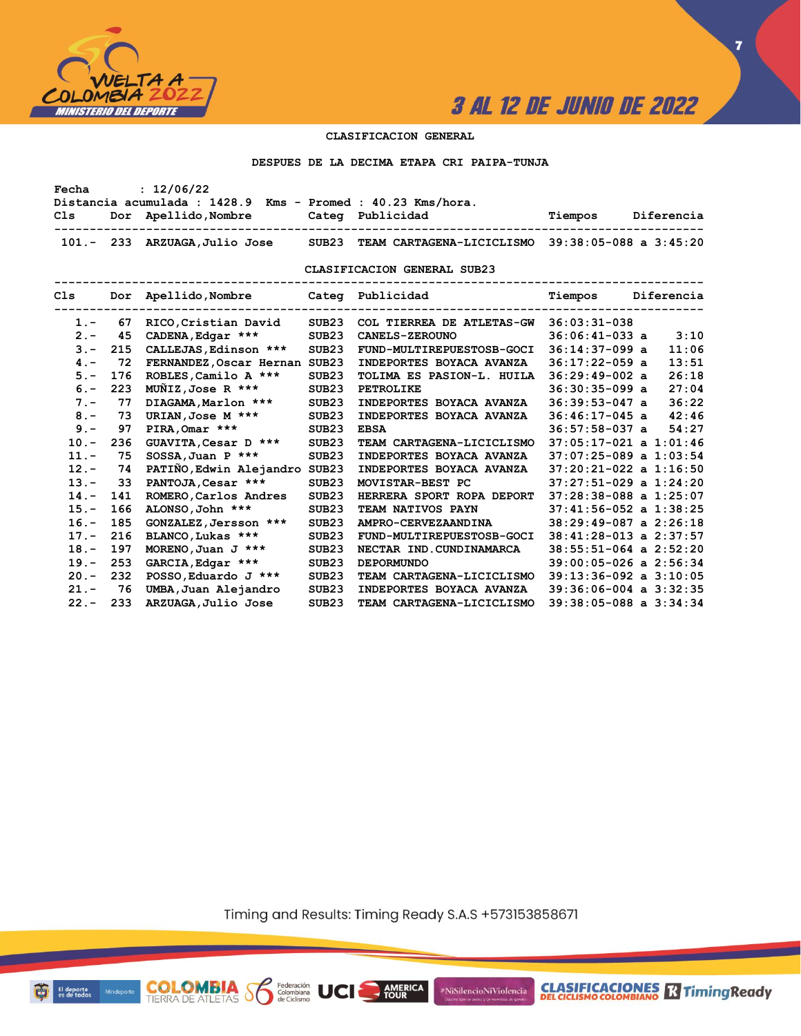## CLASIFICACION GENERAL

### DESPUES DE LA DECIMA ETAPA CRI PAIPA-TUNJA

Fecha : 12/06/22
Distancia acumulada : 1428.9 Kms - Promed : 40.23 Kms/hora.

| Cls | Dor | Apellido,Nombre | Categ | Publicidad | Tiempos | Diferencia |
|---|---|---|---|---|---|---|
| 101.- | 233 | ARZUAGA,Julio Jose | SUB23 | TEAM CARTAGENA-LICICLISMO | 39:38:05-088 | a 3:45:20 |

### CLASIFICACION GENERAL SUB23

| Cls | Dor | Apellido,Nombre | Categ | Publicidad | Tiempos | Diferencia |
|---|---|---|---|---|---|---|
| 1.- | 67 | RICO,Cristian David | SUB23 | COL TIERREA DE ATLETAS-GW | 36:03:31-038 | |
| 2.- | 45 | CADENA,Edgar *** | SUB23 | CANELS-ZEROUNO | 36:06:41-033 | a 3:10 |
| 3.- | 215 | CALLEJAS,Edinson *** | SUB23 | FUND-MULTIREPUESTOSB-GOCI | 36:14:37-099 | a 11:06 |
| 4.- | 72 | FERNANDEZ,Oscar Hernan | SUB23 | INDEPORTES BOYACA AVANZA | 36:17:22-059 | a 13:51 |
| 5.- | 176 | ROBLES,Camilo A *** | SUB23 | TOLIMA ES PASION-L. HUILA | 36:29:49-002 | a 26:18 |
| 6.- | 223 | MUÑIZ,Jose R *** | SUB23 | PETROLIKE | 36:30:35-099 | a 27:04 |
| 7.- | 77 | DIAGAMA,Marlon *** | SUB23 | INDEPORTES BOYACA AVANZA | 36:39:53-047 | a 36:22 |
| 8.- | 73 | URIAN,Jose M *** | SUB23 | INDEPORTES BOYACA AVANZA | 36:46:17-045 | a 42:46 |
| 9.- | 97 | PIRA,Omar *** | SUB23 | EBSA | 36:57:58-037 | a 54:27 |
| 10.- | 236 | GUAVITA,Cesar D *** | SUB23 | TEAM CARTAGENA-LICICLISMO | 37:05:17-021 | a 1:01:46 |
| 11.- | 75 | SOSSA,Juan P *** | SUB23 | INDEPORTES BOYACA AVANZA | 37:07:25-089 | a 1:03:54 |
| 12.- | 74 | PATIÑO,Edwin Alejandro | SUB23 | INDEPORTES BOYACA AVANZA | 37:20:21-022 | a 1:16:50 |
| 13.- | 33 | PANTOJA,Cesar *** | SUB23 | MOVISTAR-BEST PC | 37:27:51-029 | a 1:24:20 |
| 14.- | 141 | ROMERO,Carlos Andres | SUB23 | HERRERA SPORT ROPA DEPORT | 37:28:38-088 | a 1:25:07 |
| 15.- | 166 | ALONSO,John *** | SUB23 | TEAM NATIVOS PAYN | 37:41:56-052 | a 1:38:25 |
| 16.- | 185 | GONZALEZ,Jersson *** | SUB23 | AMPRO-CERVEZAANDINA | 38:29:49-087 | a 2:26:18 |
| 17.- | 216 | BLANCO,Lukas *** | SUB23 | FUND-MULTIREPUESTOSB-GOCI | 38:41:28-013 | a 2:37:57 |
| 18.- | 197 | MORENO,Juan J *** | SUB23 | NECTAR IND.CUNDINAMARCA | 38:55:51-064 | a 2:52:20 |
| 19.- | 253 | GARCIA,Edgar *** | SUB23 | DEPORMUNDO | 39:00:05-026 | a 2:56:34 |
| 20.- | 232 | POSSO,Eduardo J *** | SUB23 | TEAM CARTAGENA-LICICLISMO | 39:13:36-092 | a 3:10:05 |
| 21.- | 76 | UMBA,Juan Alejandro | SUB23 | INDEPORTES BOYACA AVANZA | 39:36:06-004 | a 3:32:35 |
| 22.- | 233 | ARZUAGA,Julio Jose | SUB23 | TEAM CARTAGENA-LICICLISMO | 39:38:05-088 | a 3:34:34 |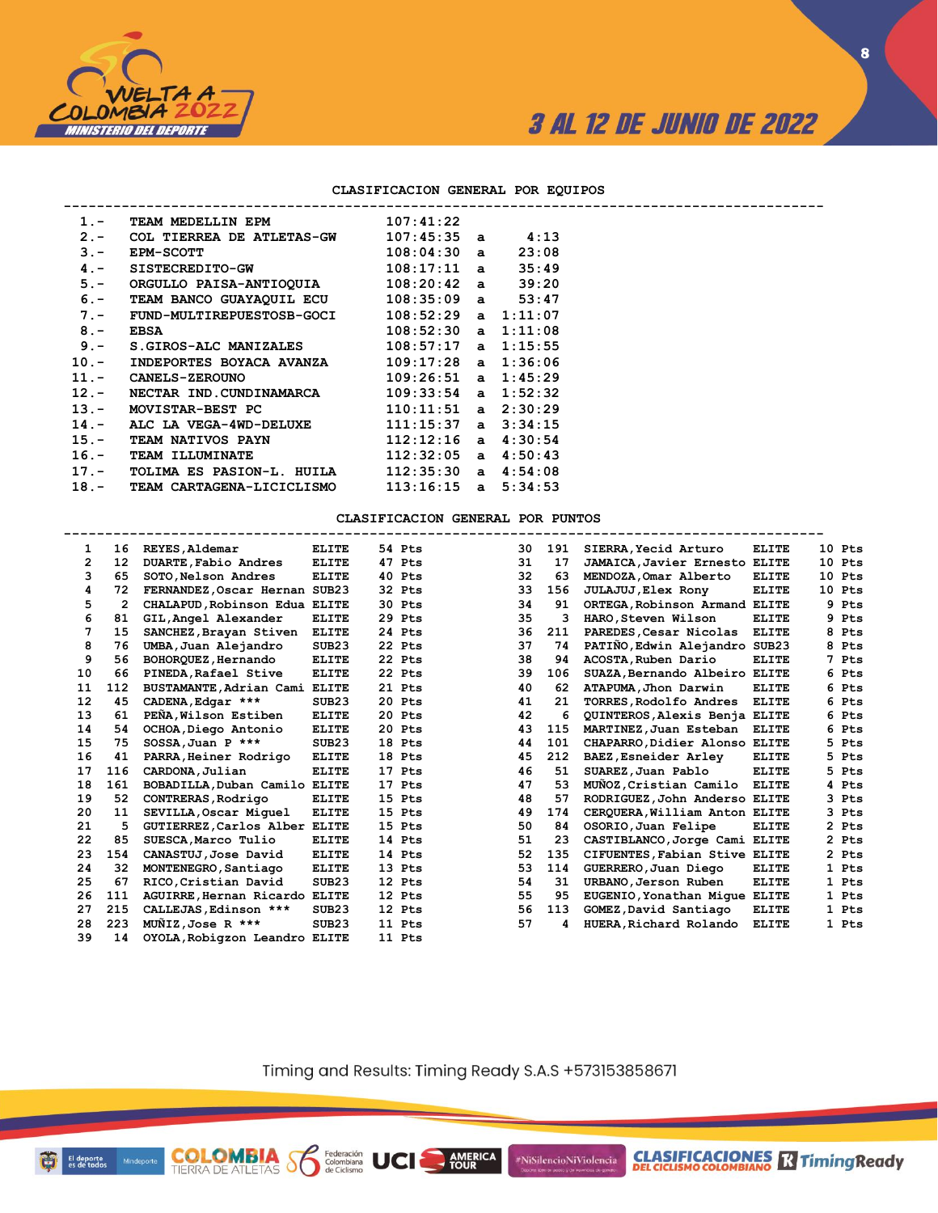## CLASIFICACION GENERAL POR EQUIPOS

| Pos | Equipo | Tiempo | | Dif |
|---|---|---|---|---|
| 1.- | TEAM MEDELLIN EPM | 107:41:22 | | |
| 2.- | COL TIERREA DE ATLETAS-GW | 107:45:35 | a | 4:13 |
| 3.- | EPM-SCOTT | 108:04:30 | a | 23:08 |
| 4.- | SISTECREDITO-GW | 108:17:11 | a | 35:49 |
| 5.- | ORGULLO PAISA-ANTIOQUIA | 108:20:42 | a | 39:20 |
| 6.- | TEAM BANCO GUAYAQUIL ECU | 108:35:09 | a | 53:47 |
| 7.- | FUND-MULTIREPUESTOSB-GOCI | 108:52:29 | a | 1:11:07 |
| 8.- | EBSA | 108:52:30 | a | 1:11:08 |
| 9.- | S.GIROS-ALC MANIZALES | 108:57:17 | a | 1:15:55 |
| 10.- | INDEPORTES BOYACA AVANZA | 109:17:28 | a | 1:36:06 |
| 11.- | CANELS-ZEROUNO | 109:26:51 | a | 1:45:29 |
| 12.- | NECTAR IND.CUNDINAMARCA | 109:33:54 | a | 1:52:32 |
| 13.- | MOVISTAR-BEST PC | 110:11:51 | a | 2:30:29 |
| 14.- | ALC LA VEGA-4WD-DELUXE | 111:15:37 | a | 3:34:15 |
| 15.- | TEAM NATIVOS PAYN | 112:12:16 | a | 4:30:54 |
| 16.- | TEAM ILLUMINATE | 112:32:05 | a | 4:50:43 |
| 17.- | TOLIMA ES PASION-L. HUILA | 112:35:30 | a | 4:54:08 |
| 18.- | TEAM CARTAGENA-LICICLISMO | 113:16:15 | a | 5:34:53 |

## CLASIFICACION GENERAL POR PUNTOS

| Pos | No. | Nombre | Cat. | Pts |
|---|---|---|---|---|
| 1 | 16 | REYES,Aldemar | ELITE | 54 Pts |
| 2 | 12 | DUARTE,Fabio Andres | ELITE | 47 Pts |
| 3 | 65 | SOTO,Nelson Andres | ELITE | 40 Pts |
| 4 | 72 | FERNANDEZ,Oscar Hernan | SUB23 | 32 Pts |
| 5 | 2 | CHALAPUD,Robinson Edua | ELITE | 30 Pts |
| 6 | 81 | GIL,Angel Alexander | ELITE | 29 Pts |
| 7 | 15 | SANCHEZ,Brayan Stiven | ELITE | 24 Pts |
| 8 | 76 | UMBA,Juan Alejandro | SUB23 | 22 Pts |
| 9 | 56 | BOHORQUEZ,Hernando | ELITE | 22 Pts |
| 10 | 66 | PINEDA,Rafael Stive | ELITE | 22 Pts |
| 11 | 112 | BUSTAMANTE,Adrian Cami | ELITE | 21 Pts |
| 12 | 45 | CADENA,Edgar *** | SUB23 | 20 Pts |
| 13 | 61 | PEÑA,Wilson Estiben | ELITE | 20 Pts |
| 14 | 54 | OCHOA,Diego Antonio | ELITE | 20 Pts |
| 15 | 75 | SOSSA,Juan P *** | SUB23 | 18 Pts |
| 16 | 41 | PARRA,Heiner Rodrigo | ELITE | 18 Pts |
| 17 | 116 | CARDONA,Julian | ELITE | 17 Pts |
| 18 | 161 | BOBADILLA,Duban Camilo | ELITE | 17 Pts |
| 19 | 52 | CONTRERAS,Rodrigo | ELITE | 15 Pts |
| 20 | 11 | SEVILLA,Oscar Miguel | ELITE | 15 Pts |
| 21 | 5 | GUTIERREZ,Carlos Alber | ELITE | 15 Pts |
| 22 | 85 | SUESCA,Marco Tulio | ELITE | 14 Pts |
| 23 | 154 | CANASTUJ,Jose David | ELITE | 14 Pts |
| 24 | 32 | MONTENEGRO,Santiago | ELITE | 13 Pts |
| 25 | 67 | RICO,Cristian David | SUB23 | 12 Pts |
| 26 | 111 | AGUIRRE,Hernan Ricardo | ELITE | 12 Pts |
| 27 | 215 | CALLEJAS,Edinson *** | SUB23 | 12 Pts |
| 28 | 223 | MUÑIZ,Jose R *** | SUB23 | 11 Pts |
| 39 | 14 | OYOLA,Robigzon Leandro | ELITE | 11 Pts |
| 30 | 191 | SIERRA,Yecid Arturo | ELITE | 10 Pts |
| 31 | 17 | JAMAICA,Javier Ernesto | ELITE | 10 Pts |
| 32 | 63 | MENDOZA,Omar Alberto | ELITE | 10 Pts |
| 33 | 156 | JULAJUJ,Elex Rony | ELITE | 10 Pts |
| 34 | 91 | ORTEGA,Robinson Armand | ELITE | 9 Pts |
| 35 | 3 | HARO,Steven Wilson | ELITE | 9 Pts |
| 36 | 211 | PAREDES,Cesar Nicolas | ELITE | 8 Pts |
| 37 | 74 | PATIÑO,Edwin Alejandro | SUB23 | 8 Pts |
| 38 | 94 | ACOSTA,Ruben Dario | ELITE | 7 Pts |
| 39 | 106 | SUAZA,Bernando Albeiro | ELITE | 6 Pts |
| 40 | 62 | ATAPUMA,Jhon Darwin | ELITE | 6 Pts |
| 41 | 21 | TORRES,Rodolfo Andres | ELITE | 6 Pts |
| 42 | 6 | QUINTEROS,Alexis Benja | ELITE | 6 Pts |
| 43 | 115 | MARTINEZ,Juan Esteban | ELITE | 6 Pts |
| 44 | 101 | CHAPARRO,Didier Alonso | ELITE | 5 Pts |
| 45 | 212 | BAEZ,Esneider Arley | ELITE | 5 Pts |
| 46 | 51 | SUAREZ,Juan Pablo | ELITE | 5 Pts |
| 47 | 53 | MUÑOZ,Cristian Camilo | ELITE | 4 Pts |
| 48 | 57 | RODRIGUEZ,John Anderso | ELITE | 3 Pts |
| 49 | 174 | CERQUERA,William Anton | ELITE | 3 Pts |
| 50 | 84 | OSORIO,Juan Felipe | ELITE | 2 Pts |
| 51 | 23 | CASTIBLANCO,Jorge Cami | ELITE | 2 Pts |
| 52 | 135 | CIFUENTES,Fabian Stive | ELITE | 2 Pts |
| 53 | 114 | GUERRERO,Juan Diego | ELITE | 1 Pts |
| 54 | 31 | URBANO,Jerson Ruben | ELITE | 1 Pts |
| 55 | 95 | EUGENIO,Yonathan Migue | ELITE | 1 Pts |
| 56 | 113 | GOMEZ,David Santiago | ELITE | 1 Pts |
| 57 | 4 | HUERA,Richard Rolando | ELITE | 1 Pts |

Timing and Results: Timing Ready S.A.S +573153858671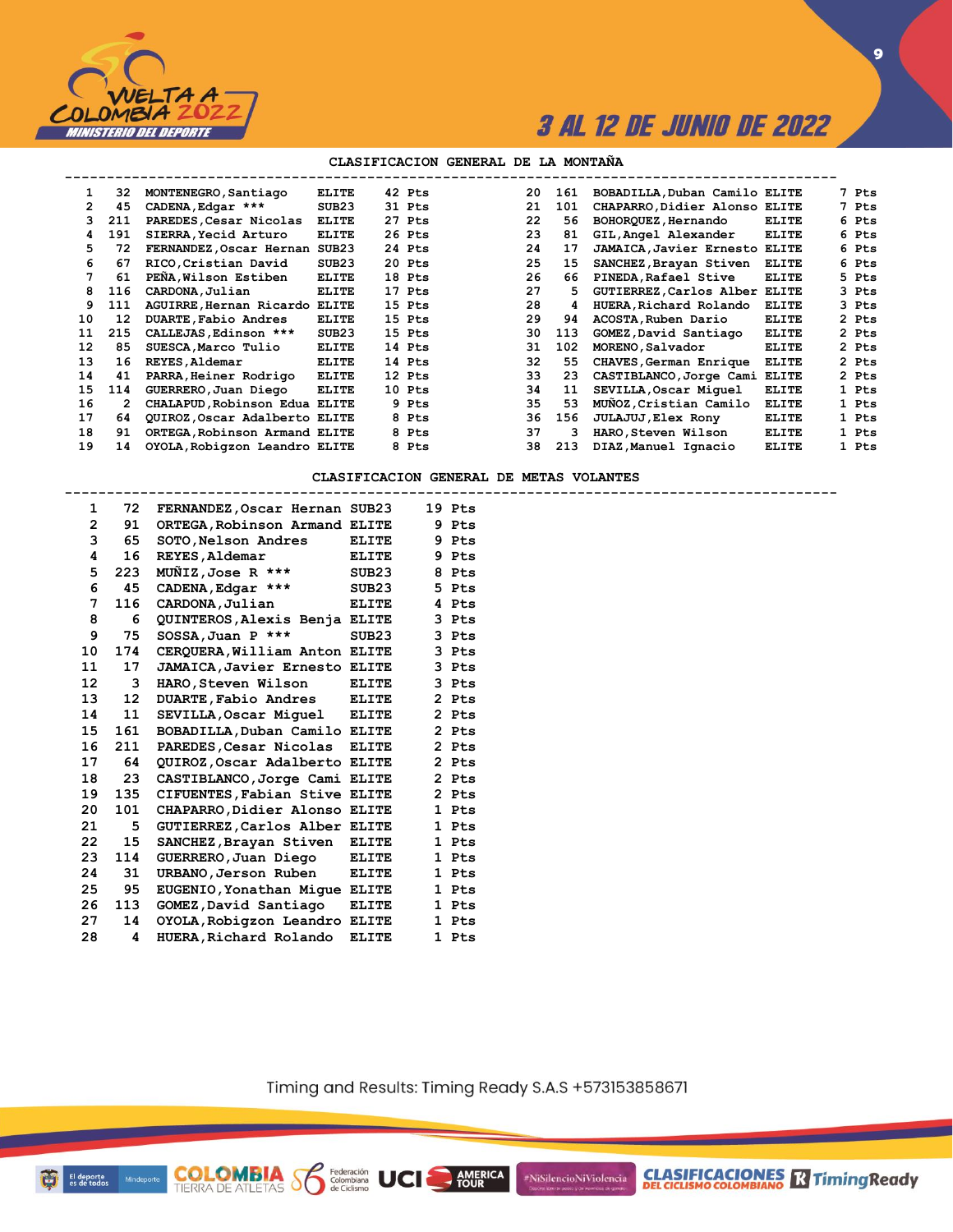## CLASIFICACION GENERAL DE LA MONTAÑA

| Pos | Dorsal | Nombre | Cat | Pts |
|---|---|---|---|---|
| 1 | 32 | MONTENEGRO,Santiago | ELITE | 42 Pts |
| 2 | 45 | CADENA,Edgar *** | SUB23 | 31 Pts |
| 3 | 211 | PAREDES,Cesar Nicolas | ELITE | 27 Pts |
| 4 | 191 | SIERRA,Yecid Arturo | ELITE | 26 Pts |
| 5 | 72 | FERNANDEZ,Oscar Hernan | SUB23 | 24 Pts |
| 6 | 67 | RICO,Cristian David | SUB23 | 20 Pts |
| 7 | 61 | PEÑA,Wilson Estiben | ELITE | 18 Pts |
| 8 | 116 | CARDONA,Julian | ELITE | 17 Pts |
| 9 | 111 | AGUIRRE,Hernan Ricardo | ELITE | 15 Pts |
| 10 | 12 | DUARTE,Fabio Andres | ELITE | 15 Pts |
| 11 | 215 | CALLEJAS,Edinson *** | SUB23 | 15 Pts |
| 12 | 85 | SUESCA,Marco Tulio | ELITE | 14 Pts |
| 13 | 16 | REYES,Aldemar | ELITE | 14 Pts |
| 14 | 41 | PARRA,Heiner Rodrigo | ELITE | 12 Pts |
| 15 | 114 | GUERRERO,Juan Diego | ELITE | 10 Pts |
| 16 | 2 | CHALAPUD,Robinson Edua | ELITE | 9 Pts |
| 17 | 64 | QUIROZ,Oscar Adalberto | ELITE | 8 Pts |
| 18 | 91 | ORTEGA,Robinson Armand | ELITE | 8 Pts |
| 19 | 14 | OYOLA,Robigzon Leandro | ELITE | 8 Pts |
| 20 | 161 | BOBADILLA,Duban Camilo | ELITE | 7 Pts |
| 21 | 101 | CHAPARRO,Didier Alonso | ELITE | 7 Pts |
| 22 | 56 | BOHORQUEZ,Hernando | ELITE | 6 Pts |
| 23 | 81 | GIL,Angel Alexander | ELITE | 6 Pts |
| 24 | 17 | JAMAICA,Javier Ernesto | ELITE | 6 Pts |
| 25 | 15 | SANCHEZ,Brayan Stiven | ELITE | 6 Pts |
| 26 | 66 | PINEDA,Rafael Stive | ELITE | 5 Pts |
| 27 | 5 | GUTIERREZ,Carlos Alber | ELITE | 3 Pts |
| 28 | 4 | HUERA,Richard Rolando | ELITE | 3 Pts |
| 29 | 94 | ACOSTA,Ruben Dario | ELITE | 2 Pts |
| 30 | 113 | GOMEZ,David Santiago | ELITE | 2 Pts |
| 31 | 102 | MORENO,Salvador | ELITE | 2 Pts |
| 32 | 55 | CHAVES,German Enrique | ELITE | 2 Pts |
| 33 | 23 | CASTIBLANCO,Jorge Cami | ELITE | 2 Pts |
| 34 | 11 | SEVILLA,Oscar Miguel | ELITE | 1 Pts |
| 35 | 53 | MUÑOZ,Cristian Camilo | ELITE | 1 Pts |
| 36 | 156 | JULAJUJ,Elex Rony | ELITE | 1 Pts |
| 37 | 3 | HARO,Steven Wilson | ELITE | 1 Pts |
| 38 | 213 | DIAZ,Manuel Ignacio | ELITE | 1 Pts |

## CLASIFICACION GENERAL DE METAS VOLANTES

| Pos | Dorsal | Nombre | Cat | Pts |
|---|---|---|---|---|
| 1 | 72 | FERNANDEZ,Oscar Hernan | SUB23 | 19 Pts |
| 2 | 91 | ORTEGA,Robinson Armand | ELITE | 9 Pts |
| 3 | 65 | SOTO,Nelson Andres | ELITE | 9 Pts |
| 4 | 16 | REYES,Aldemar | ELITE | 9 Pts |
| 5 | 223 | MUÑIZ,Jose R *** | SUB23 | 8 Pts |
| 6 | 45 | CADENA,Edgar *** | SUB23 | 5 Pts |
| 7 | 116 | CARDONA,Julian | ELITE | 4 Pts |
| 8 | 6 | QUINTEROS,Alexis Benja | ELITE | 3 Pts |
| 9 | 75 | SOSSA,Juan P *** | SUB23 | 3 Pts |
| 10 | 174 | CERQUERA,William Anton | ELITE | 3 Pts |
| 11 | 17 | JAMAICA,Javier Ernesto | ELITE | 3 Pts |
| 12 | 3 | HARO,Steven Wilson | ELITE | 3 Pts |
| 13 | 12 | DUARTE,Fabio Andres | ELITE | 2 Pts |
| 14 | 11 | SEVILLA,Oscar Miguel | ELITE | 2 Pts |
| 15 | 161 | BOBADILLA,Duban Camilo | ELITE | 2 Pts |
| 16 | 211 | PAREDES,Cesar Nicolas | ELITE | 2 Pts |
| 17 | 64 | QUIROZ,Oscar Adalberto | ELITE | 2 Pts |
| 18 | 23 | CASTIBLANCO,Jorge Cami | ELITE | 2 Pts |
| 19 | 135 | CIFUENTES,Fabian Stive | ELITE | 2 Pts |
| 20 | 101 | CHAPARRO,Didier Alonso | ELITE | 1 Pts |
| 21 | 5 | GUTIERREZ,Carlos Alber | ELITE | 1 Pts |
| 22 | 15 | SANCHEZ,Brayan Stiven | ELITE | 1 Pts |
| 23 | 114 | GUERRERO,Juan Diego | ELITE | 1 Pts |
| 24 | 31 | URBANO,Jerson Ruben | ELITE | 1 Pts |
| 25 | 95 | EUGENIO,Yonathan Migue | ELITE | 1 Pts |
| 26 | 113 | GOMEZ,David Santiago | ELITE | 1 Pts |
| 27 | 14 | OYOLA,Robigzon Leandro | ELITE | 1 Pts |
| 28 | 4 | HUERA,Richard Rolando | ELITE | 1 Pts |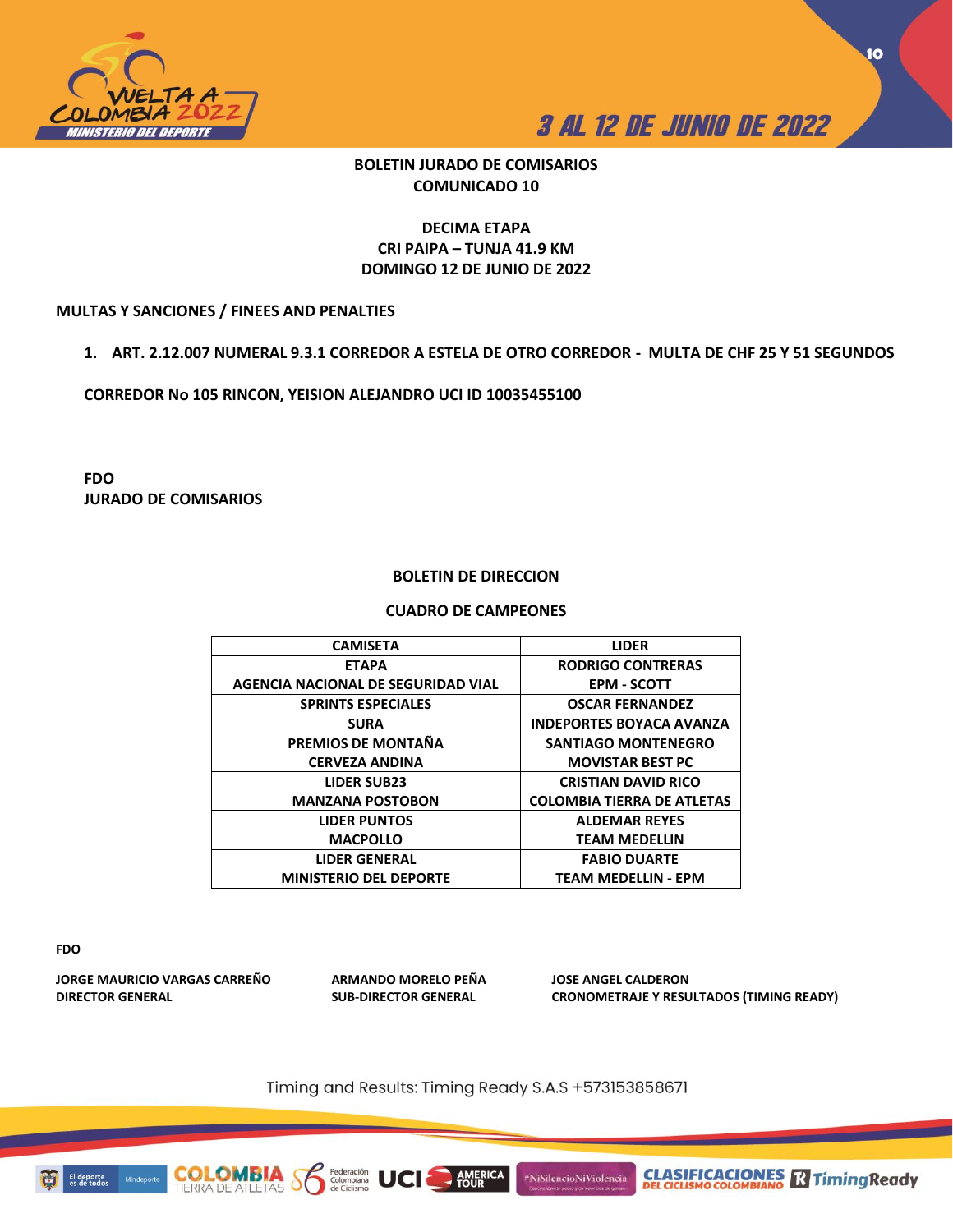**BOLETIN JURADO DE COMISARIOS**
**COMUNICADO 10**

**DECIMA ETAPA**
**CRI PAIPA – TUNJA 41.9 KM**
**DOMINGO 12 DE JUNIO DE 2022**

**MULTAS Y SANCIONES / FINEES AND PENALTIES**

1. **ART. 2.12.007 NUMERAL 9.3.1 CORREDOR A ESTELA DE OTRO CORREDOR - MULTA DE CHF 25 Y 51 SEGUNDOS**

**CORREDOR No 105 RINCON, YEISION ALEJANDRO UCI ID 10035455100**

**FDO**
**JURADO DE COMISARIOS**

**BOLETIN DE DIRECCION**

**CUADRO DE CAMPEONES**

| CAMISETA | LIDER |
|---|---|
| ETAPA<br>AGENCIA NACIONAL DE SEGURIDAD VIAL | RODRIGO CONTRERAS<br>EPM - SCOTT |
| SPRINTS ESPECIALES<br>SURA | OSCAR FERNANDEZ<br>INDEPORTES BOYACA AVANZA |
| PREMIOS DE MONTAÑA<br>CERVEZA ANDINA | SANTIAGO MONTENEGRO<br>MOVISTAR BEST PC |
| LIDER SUB23<br>MANZANA POSTOBON | CRISTIAN DAVID RICO<br>COLOMBIA TIERRA DE ATLETAS |
| LIDER PUNTOS<br>MACPOLLO | ALDEMAR REYES<br>TEAM MEDELLIN |
| LIDER GENERAL<br>MINISTERIO DEL DEPORTE | FABIO DUARTE<br>TEAM MEDELLIN - EPM |

**FDO**

**JORGE MAURICIO VARGAS CARREÑO**
**DIRECTOR GENERAL**

**ARMANDO MORELO PEÑA**
**SUB-DIRECTOR GENERAL**

**JOSE ANGEL CALDERON**
**CRONOMETRAJE Y RESULTADOS (TIMING READY)**

Timing and Results: Timing Ready S.A.S +573153858671